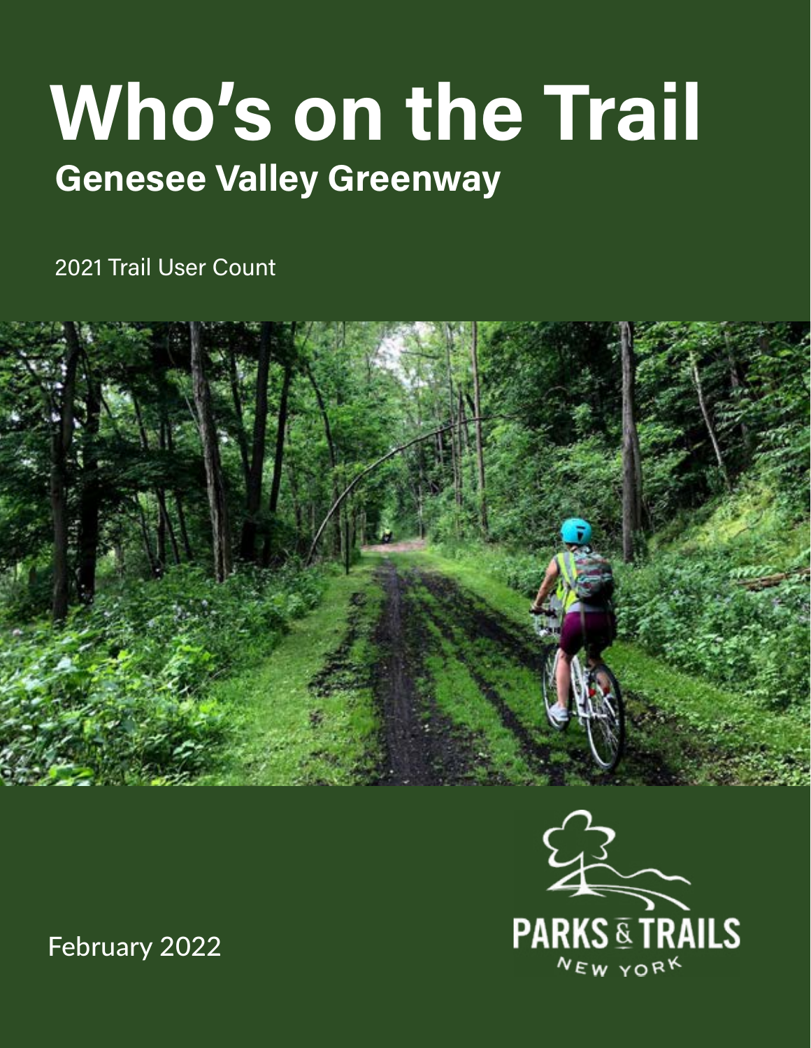# Who's on the Trail

## Genesee Valley Greenway

2021 Trail User Count

PARKS & TRAILS NEW YORK

February 2022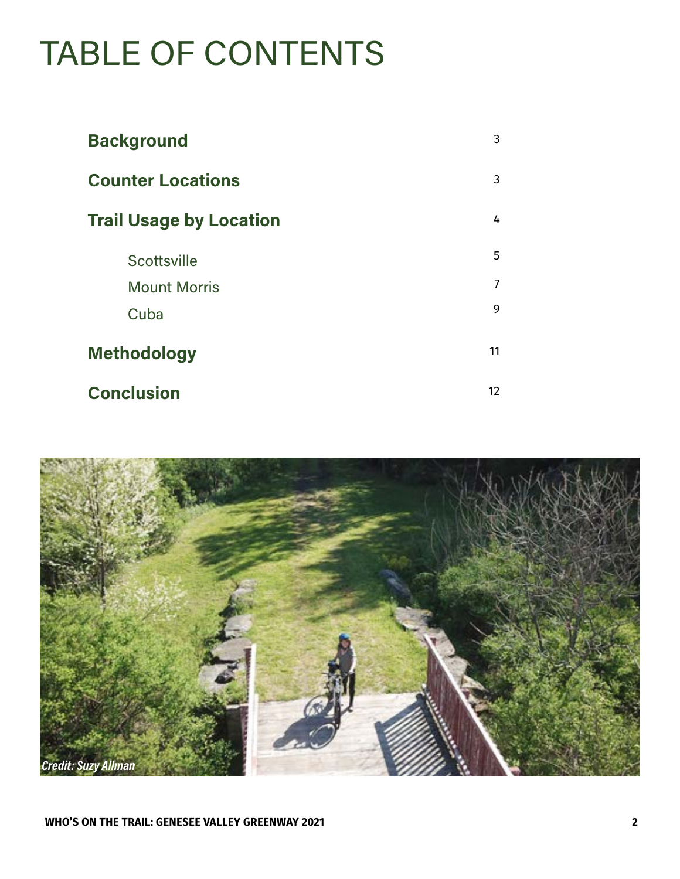# TABLE OF CONTENTS

| | |
|---|---|
| **Background** | 3 |
| **Counter Locations** | 3 |
| **Trail Usage by Location** | 4 |
| Scottsville | 5 |
| Mount Morris | 7 |
| Cuba | 9 |
| **Methodology** | 11 |
| **Conclusion** | 12 |

*Credit: Suzy Allman*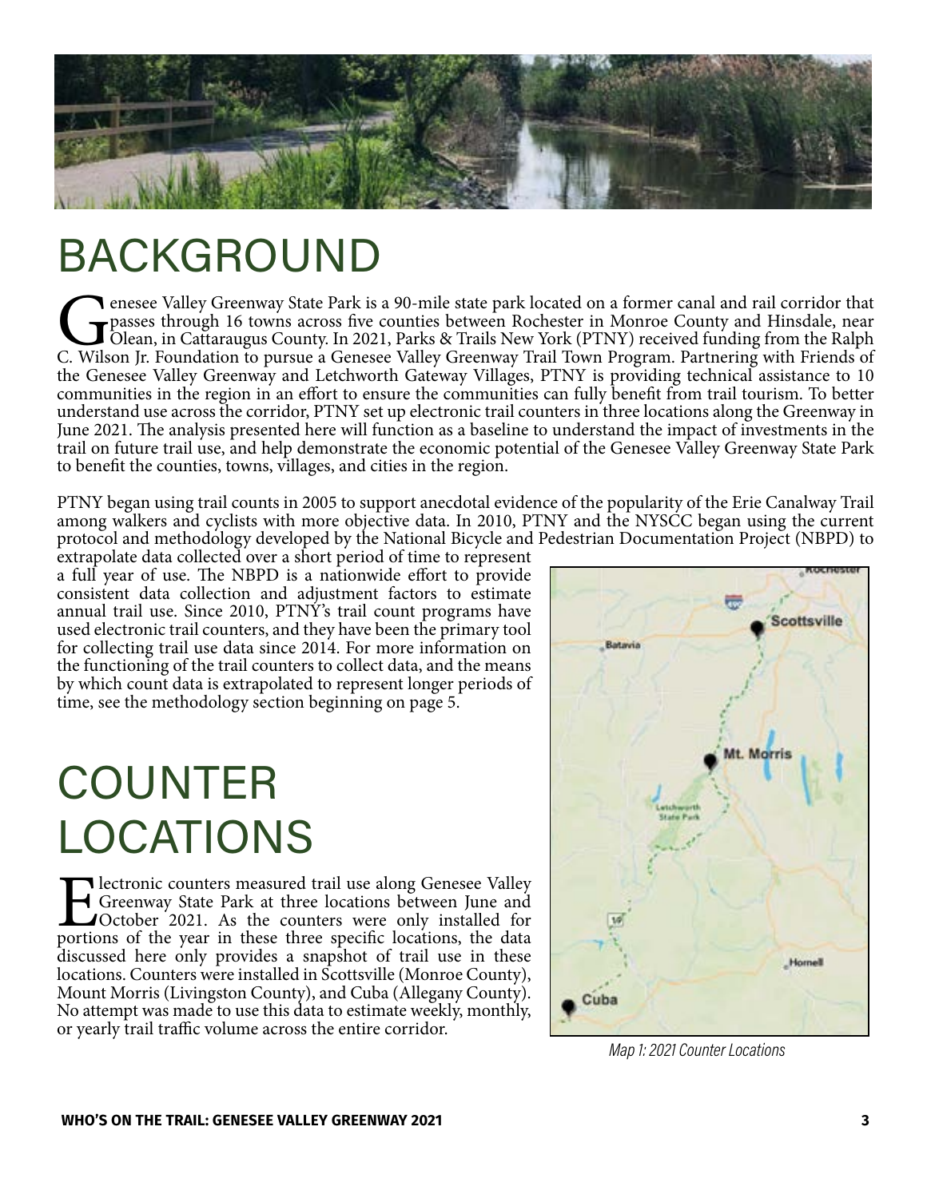# BACKGROUND

Genesee Valley Greenway State Park is a 90-mile state park located on a former canal and rail corridor that passes through 16 towns across five counties between Rochester in Monroe County and Hinsdale, near Olean, in Cattaraugus County. In 2021, Parks & Trails New York (PTNY) received funding from the Ralph C. Wilson Jr. Foundation to pursue a Genesee Valley Greenway Trail Town Program. Partnering with Friends of the Genesee Valley Greenway and Letchworth Gateway Villages, PTNY is providing technical assistance to 10 communities in the region in an effort to ensure the communities can fully benefit from trail tourism. To better understand use across the corridor, PTNY set up electronic trail counters in three locations along the Greenway in June 2021. The analysis presented here will function as a baseline to understand the impact of investments in the trail on future trail use, and help demonstrate the economic potential of the Genesee Valley Greenway State Park to benefit the counties, towns, villages, and cities in the region.

PTNY began using trail counts in 2005 to support anecdotal evidence of the popularity of the Erie Canalway Trail among walkers and cyclists with more objective data. In 2010, PTNY and the NYSCC began using the current protocol and methodology developed by the National Bicycle and Pedestrian Documentation Project (NBPD) to extrapolate data collected over a short period of time to represent a full year of use. The NBPD is a nationwide effort to provide consistent data collection and adjustment factors to estimate annual trail use. Since 2010, PTNY's trail count programs have used electronic trail counters, and they have been the primary tool for collecting trail use data since 2014. For more information on the functioning of the trail counters to collect data, and the means by which count data is extrapolated to represent longer periods of time, see the methodology section beginning on page 5.

# COUNTER LOCATIONS

Electronic counters measured trail use along Genesee Valley Greenway State Park at three locations between June and October 2021. As the counters were only installed for portions of the year in these three specific locations, the data discussed here only provides a snapshot of trail use in these locations. Counters were installed in Scottsville (Monroe County), Mount Morris (Livingston County), and Cuba (Allegany County). No attempt was made to use this data to estimate weekly, monthly, or yearly trail traffic volume across the entire corridor.

*Map 1: 2021 Counter Locations*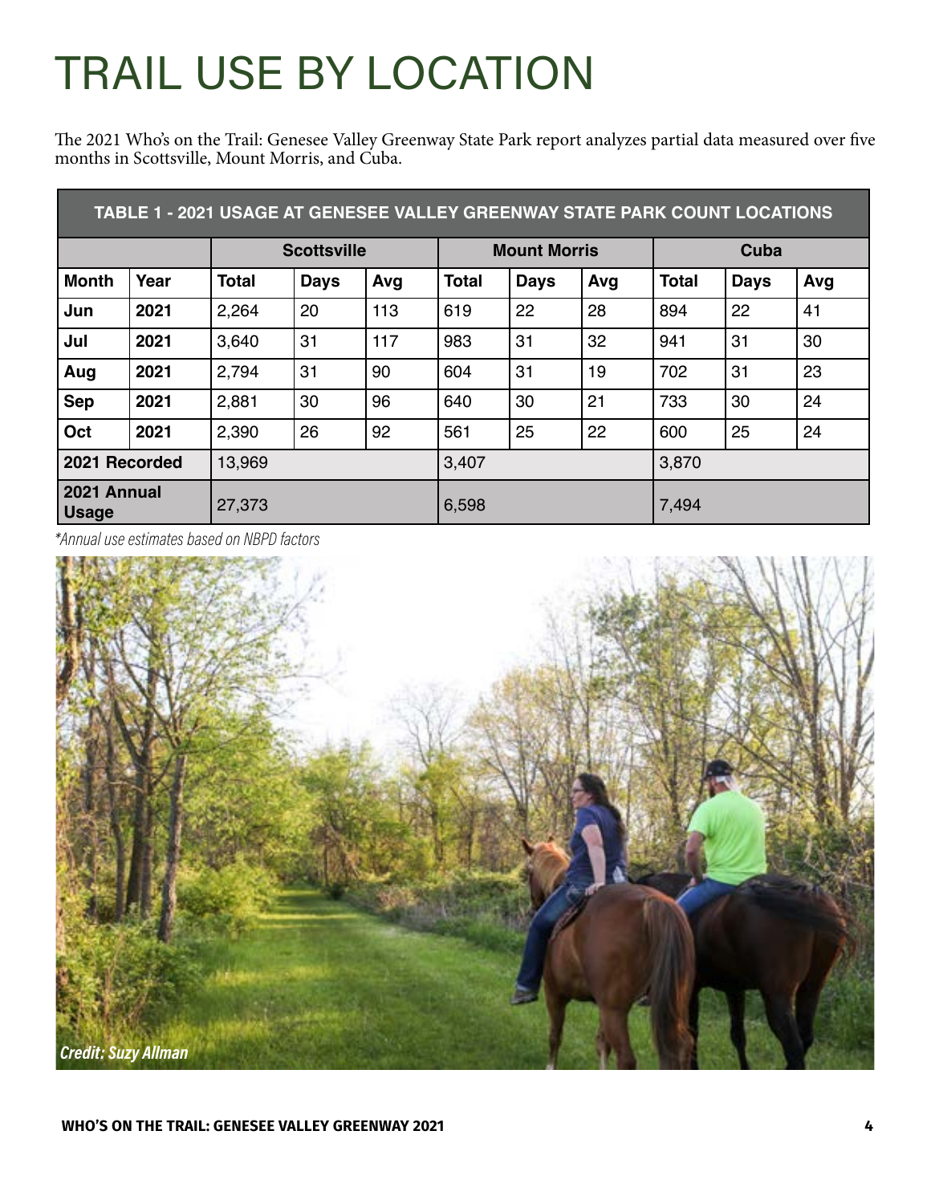# TRAIL USE BY LOCATION

The 2021 Who's on the Trail: Genesee Valley Greenway State Park report analyzes partial data measured over five months in Scottsville, Mount Morris, and Cuba.

**TABLE 1 - 2021 USAGE AT GENESEE VALLEY GREENWAY STATE PARK COUNT LOCATIONS**

| | | Scottsville | | | Mount Morris | | | Cuba | | |
|---|---|---|---|---|---|---|---|---|---|---|
| **Month** | **Year** | **Total** | **Days** | **Avg** | **Total** | **Days** | **Avg** | **Total** | **Days** | **Avg** |
| **Jun** | **2021** | 2,264 | 20 | 113 | 619 | 22 | 28 | 894 | 22 | 41 |
| **Jul** | **2021** | 3,640 | 31 | 117 | 983 | 31 | 32 | 941 | 31 | 30 |
| **Aug** | **2021** | 2,794 | 31 | 90 | 604 | 31 | 19 | 702 | 31 | 23 |
| **Sep** | **2021** | 2,881 | 30 | 96 | 640 | 30 | 21 | 733 | 30 | 24 |
| **Oct** | **2021** | 2,390 | 26 | 92 | 561 | 25 | 22 | 600 | 25 | 24 |
| **2021 Recorded** | | 13,969 | | | 3,407 | | | 3,870 | | |
| **2021 Annual Usage** | | 27,373 | | | 6,598 | | | 7,494 | | |

*\*Annual use estimates based on NBPD factors*

*Credit: Suzy Allman*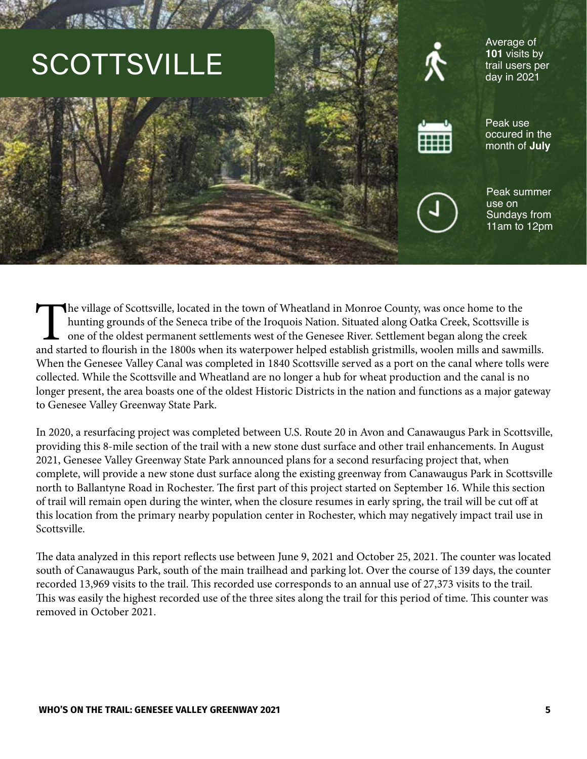# SCOTTSVILLE

Average of **101** visits by trail users per day in 2021

Peak use occured in the month of **July**

Peak summer use on Sundays from 11am to 12pm

The village of Scottsville, located in the town of Wheatland in Monroe County, was once home to the hunting grounds of the Seneca tribe of the Iroquois Nation. Situated along Oatka Creek, Scottsville is one of the oldest permanent settlements west of the Genesee River. Settlement began along the creek and started to flourish in the 1800s when its waterpower helped establish gristmills, woolen mills and sawmills. When the Genesee Valley Canal was completed in 1840 Scottsville served as a port on the canal where tolls were collected. While the Scottsville and Wheatland are no longer a hub for wheat production and the canal is no longer present, the area boasts one of the oldest Historic Districts in the nation and functions as a major gateway to Genesee Valley Greenway State Park.

In 2020, a resurfacing project was completed between U.S. Route 20 in Avon and Canawaugus Park in Scottsville, providing this 8-mile section of the trail with a new stone dust surface and other trail enhancements. In August 2021, Genesee Valley Greenway State Park announced plans for a second resurfacing project that, when complete, will provide a new stone dust surface along the existing greenway from Canawaugus Park in Scottsville north to Ballantyne Road in Rochester. The first part of this project started on September 16. While this section of trail will remain open during the winter, when the closure resumes in early spring, the trail will be cut off at this location from the primary nearby population center in Rochester, which may negatively impact trail use in Scottsville.

The data analyzed in this report reflects use between June 9, 2021 and October 25, 2021. The counter was located south of Canawaugus Park, south of the main trailhead and parking lot. Over the course of 139 days, the counter recorded 13,969 visits to the trail. This recorded use corresponds to an annual use of 27,373 visits to the trail. This was easily the highest recorded use of the three sites along the trail for this period of time. This counter was removed in October 2021.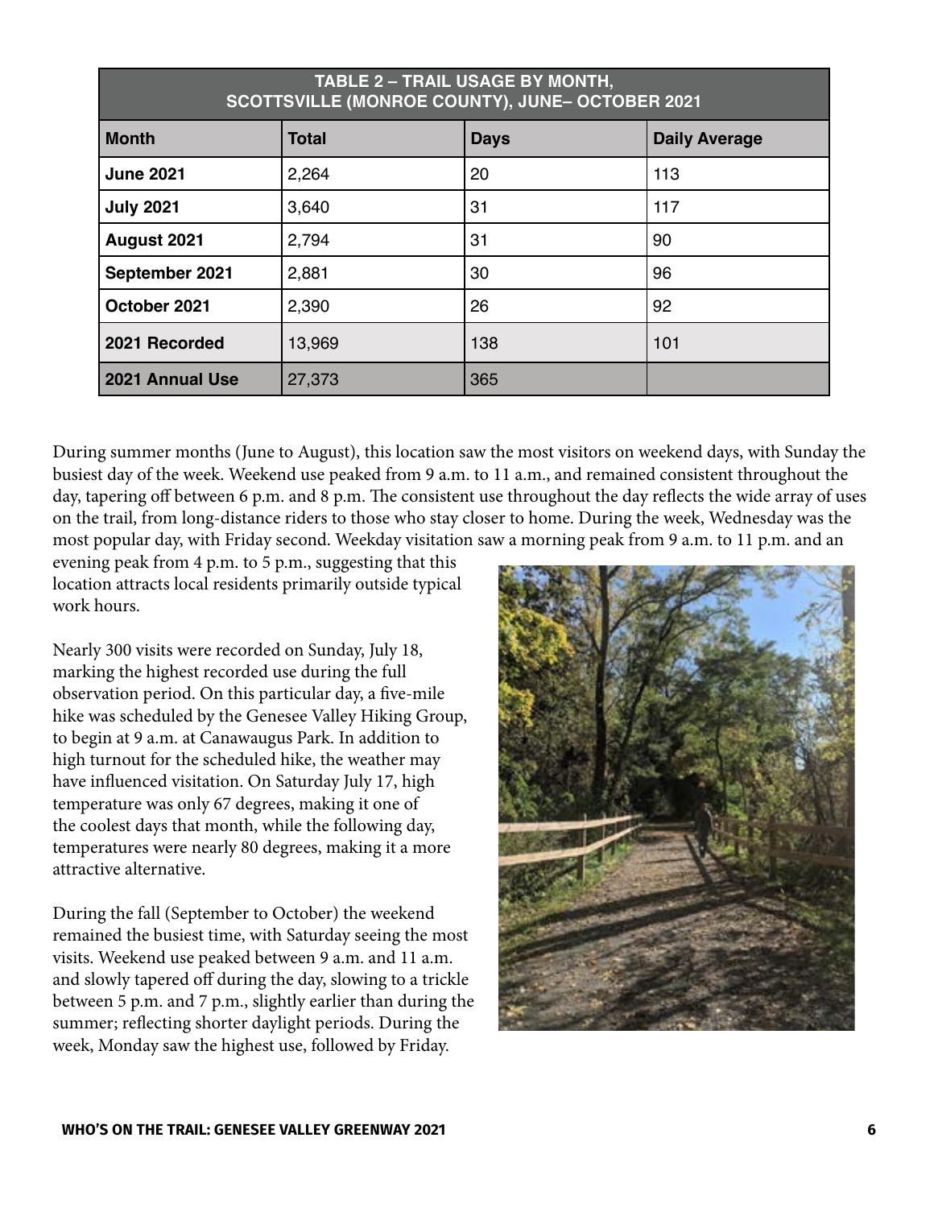| TABLE 2 – TRAIL USAGE BY MONTH, SCOTTSVILLE (MONROE COUNTY), JUNE– OCTOBER 2021 | | | |
|---|---|---|---|
| **Month** | **Total** | **Days** | **Daily Average** |
| **June 2021** | 2,264 | 20 | 113 |
| **July 2021** | 3,640 | 31 | 117 |
| **August 2021** | 2,794 | 31 | 90 |
| **September 2021** | 2,881 | 30 | 96 |
| **October 2021** | 2,390 | 26 | 92 |
| **2021 Recorded** | 13,969 | 138 | 101 |
| **2021 Annual Use** | 27,373 | 365 | |

During summer months (June to August), this location saw the most visitors on weekend days, with Sunday the busiest day of the week. Weekend use peaked from 9 a.m. to 11 a.m., and remained consistent throughout the day, tapering off between 6 p.m. and 8 p.m. The consistent use throughout the day reflects the wide array of uses on the trail, from long-distance riders to those who stay closer to home. During the week, Wednesday was the most popular day, with Friday second. Weekday visitation saw a morning peak from 9 a.m. to 11 p.m. and an evening peak from 4 p.m. to 5 p.m., suggesting that this location attracts local residents primarily outside typical work hours.

Nearly 300 visits were recorded on Sunday, July 18, marking the highest recorded use during the full observation period. On this particular day, a five-mile hike was scheduled by the Genesee Valley Hiking Group, to begin at 9 a.m. at Canawaugus Park. In addition to high turnout for the scheduled hike, the weather may have influenced visitation. On Saturday July 17, high temperature was only 67 degrees, making it one of the coolest days that month, while the following day, temperatures were nearly 80 degrees, making it a more attractive alternative.

During the fall (September to October) the weekend remained the busiest time, with Saturday seeing the most visits. Weekend use peaked between 9 a.m. and 11 a.m. and slowly tapered off during the day, slowing to a trickle between 5 p.m. and 7 p.m., slightly earlier than during the summer; reflecting shorter daylight periods. During the week, Monday saw the highest use, followed by Friday.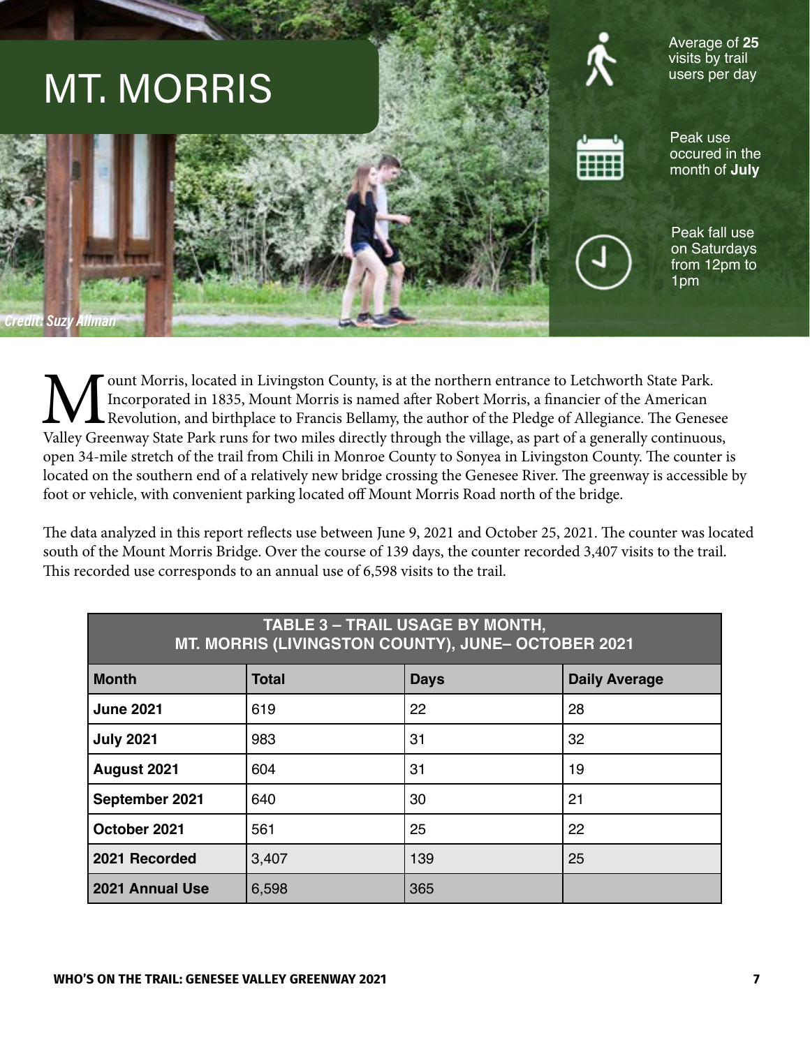# MT. MORRIS

*Credit: Suzy Allman*

Average of **25** visits by trail users per day

Peak use occured in the month of **July**

Peak fall use on Saturdays from 12pm to 1pm

Mount Morris, located in Livingston County, is at the northern entrance to Letchworth State Park. Incorporated in 1835, Mount Morris is named after Robert Morris, a financier of the American Revolution, and birthplace to Francis Bellamy, the author of the Pledge of Allegiance. The Genesee Valley Greenway State Park runs for two miles directly through the village, as part of a generally continuous, open 34-mile stretch of the trail from Chili in Monroe County to Sonyea in Livingston County. The counter is located on the southern end of a relatively new bridge crossing the Genesee River. The greenway is accessible by foot or vehicle, with convenient parking located off Mount Morris Road north of the bridge.

The data analyzed in this report reflects use between June 9, 2021 and October 25, 2021. The counter was located south of the Mount Morris Bridge. Over the course of 139 days, the counter recorded 3,407 visits to the trail. This recorded use corresponds to an annual use of 6,598 visits to the trail.

**TABLE 3 – TRAIL USAGE BY MONTH, MT. MORRIS (LIVINGSTON COUNTY), JUNE– OCTOBER 2021**

| Month | Total | Days | Daily Average |
|---|---|---|---|
| **June 2021** | 619 | 22 | 28 |
| **July 2021** | 983 | 31 | 32 |
| **August 2021** | 604 | 31 | 19 |
| **September 2021** | 640 | 30 | 21 |
| **October 2021** | 561 | 25 | 22 |
| **2021 Recorded** | 3,407 | 139 | 25 |
| **2021 Annual Use** | 6,598 | 365 | |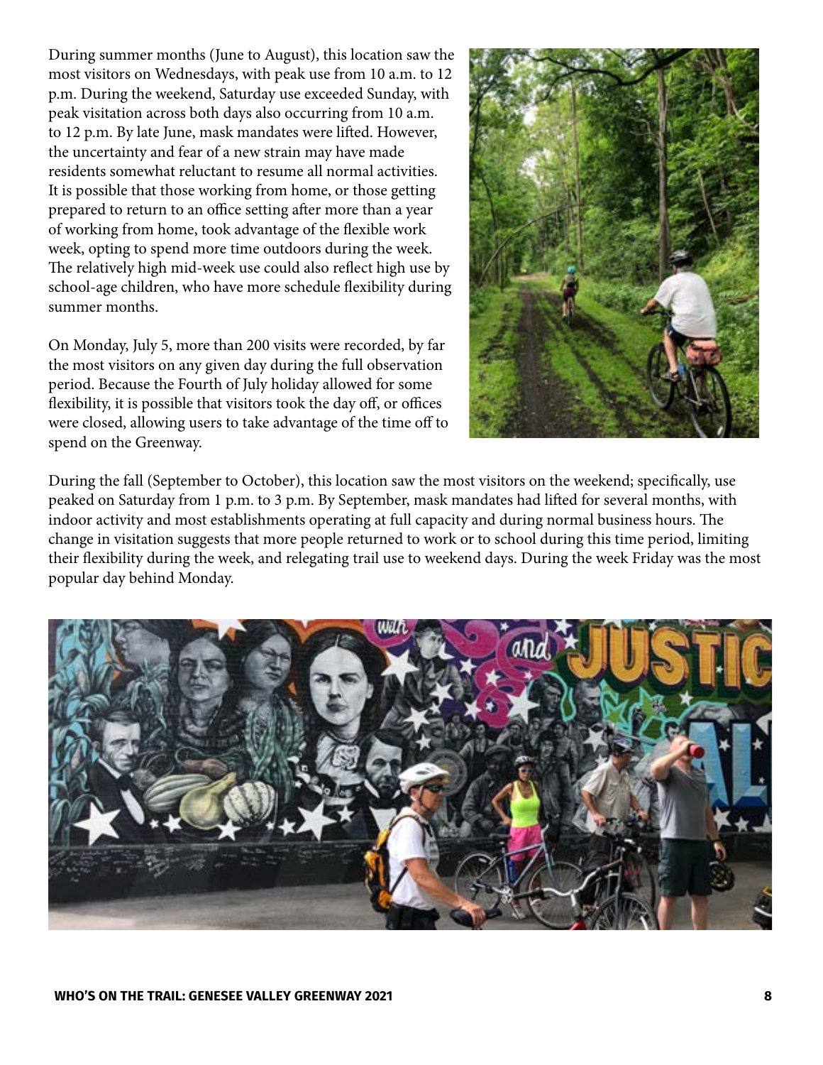During summer months (June to August), this location saw the most visitors on Wednesdays, with peak use from 10 a.m. to 12 p.m. During the weekend, Saturday use exceeded Sunday, with peak visitation across both days also occurring from 10 a.m. to 12 p.m. By late June, mask mandates were lifted. However, the uncertainty and fear of a new strain may have made residents somewhat reluctant to resume all normal activities. It is possible that those working from home, or those getting prepared to return to an office setting after more than a year of working from home, took advantage of the flexible work week, opting to spend more time outdoors during the week. The relatively high mid-week use could also reflect high use by school-age children, who have more schedule flexibility during summer months.

On Monday, July 5, more than 200 visits were recorded, by far the most visitors on any given day during the full observation period. Because the Fourth of July holiday allowed for some flexibility, it is possible that visitors took the day off, or offices were closed, allowing users to take advantage of the time off to spend on the Greenway.

During the fall (September to October), this location saw the most visitors on the weekend; specifically, use peaked on Saturday from 1 p.m. to 3 p.m. By September, mask mandates had lifted for several months, with indoor activity and most establishments operating at full capacity and during normal business hours. The change in visitation suggests that more people returned to work or to school during this time period, limiting their flexibility during the week, and relegating trail use to weekend days. During the week Friday was the most popular day behind Monday.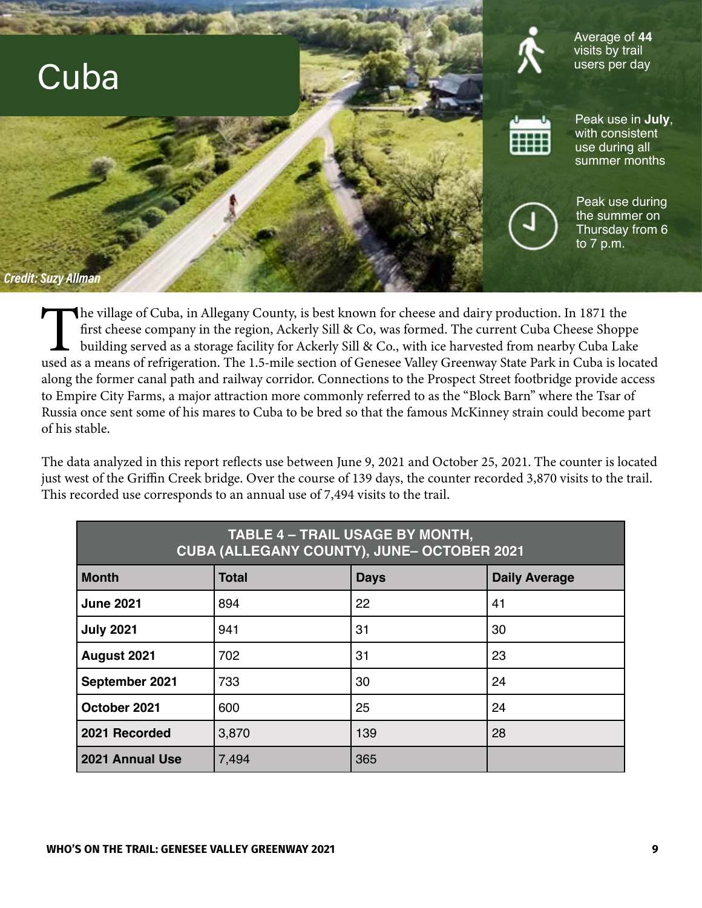# Cuba

Credit: Suzy Allman

Average of **44** visits by trail users per day

Peak use in **July**, with consistent use during all summer months

Peak use during the summer on Thursday from 6 to 7 p.m.

The village of Cuba, in Allegany County, is best known for cheese and dairy production. In 1871 the first cheese company in the region, Ackerly Sill & Co, was formed. The current Cuba Cheese Shoppe building served as a storage facility for Ackerly Sill & Co., with ice harvested from nearby Cuba Lake used as a means of refrigeration. The 1.5-mile section of Genesee Valley Greenway State Park in Cuba is located along the former canal path and railway corridor. Connections to the Prospect Street footbridge provide access to Empire City Farms, a major attraction more commonly referred to as the "Block Barn" where the Tsar of Russia once sent some of his mares to Cuba to be bred so that the famous McKinney strain could become part of his stable.

The data analyzed in this report reflects use between June 9, 2021 and October 25, 2021. The counter is located just west of the Griffin Creek bridge. Over the course of 139 days, the counter recorded 3,870 visits to the trail. This recorded use corresponds to an annual use of 7,494 visits to the trail.

**TABLE 4 – TRAIL USAGE BY MONTH, CUBA (ALLEGANY COUNTY), JUNE– OCTOBER 2021**

| Month | Total | Days | Daily Average |
|---|---|---|---|
| **June 2021** | 894 | 22 | 41 |
| **July 2021** | 941 | 31 | 30 |
| **August 2021** | 702 | 31 | 23 |
| **September 2021** | 733 | 30 | 24 |
| **October 2021** | 600 | 25 | 24 |
| **2021 Recorded** | 3,870 | 139 | 28 |
| **2021 Annual Use** | 7,494 | 365 | |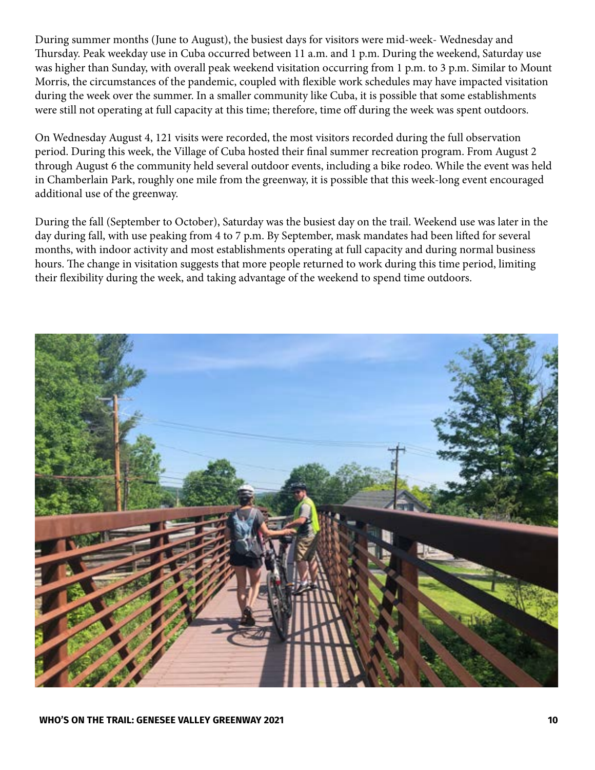During summer months (June to August), the busiest days for visitors were mid-week- Wednesday and Thursday. Peak weekday use in Cuba occurred between 11 a.m. and 1 p.m. During the weekend, Saturday use was higher than Sunday, with overall peak weekend visitation occurring from 1 p.m. to 3 p.m. Similar to Mount Morris, the circumstances of the pandemic, coupled with flexible work schedules may have impacted visitation during the week over the summer. In a smaller community like Cuba, it is possible that some establishments were still not operating at full capacity at this time; therefore, time off during the week was spent outdoors.

On Wednesday August 4, 121 visits were recorded, the most visitors recorded during the full observation period. During this week, the Village of Cuba hosted their final summer recreation program. From August 2 through August 6 the community held several outdoor events, including a bike rodeo. While the event was held in Chamberlain Park, roughly one mile from the greenway, it is possible that this week-long event encouraged additional use of the greenway.

During the fall (September to October), Saturday was the busiest day on the trail. Weekend use was later in the day during fall, with use peaking from 4 to 7 p.m. By September, mask mandates had been lifted for several months, with indoor activity and most establishments operating at full capacity and during normal business hours. The change in visitation suggests that more people returned to work during this time period, limiting their flexibility during the week, and taking advantage of the weekend to spend time outdoors.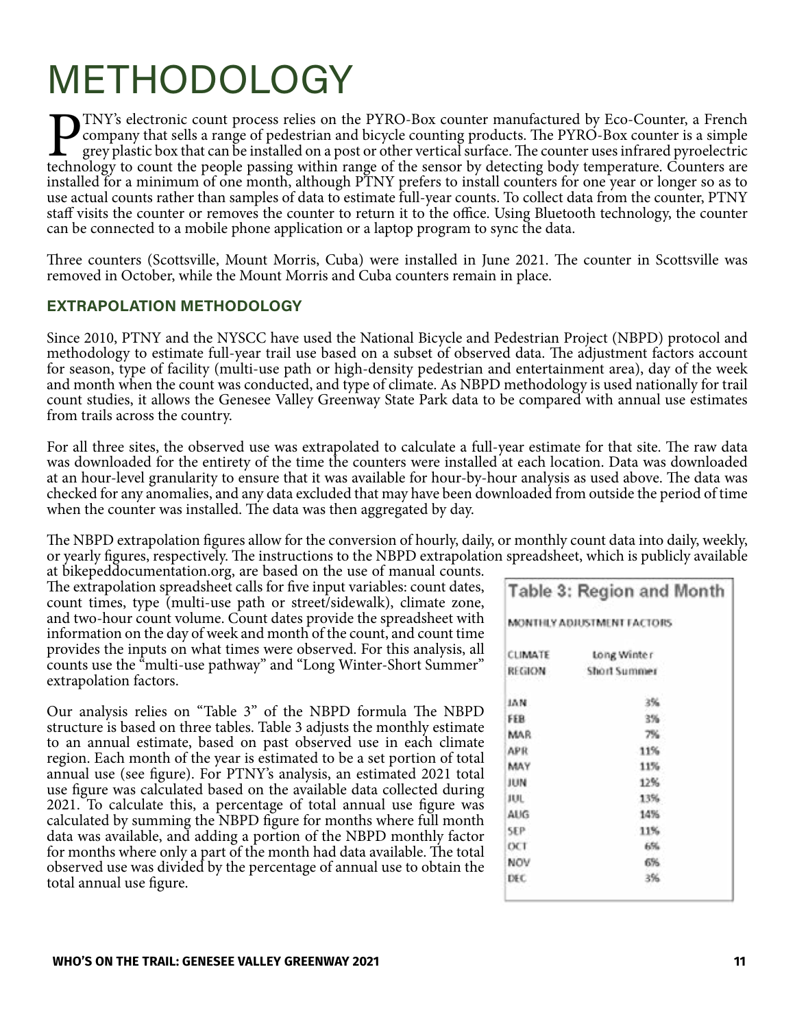# METHODOLOGY

PTNY's electronic count process relies on the PYRO-Box counter manufactured by Eco-Counter, a French company that sells a range of pedestrian and bicycle counting products. The PYRO-Box counter is a simple grey plastic box that can be installed on a post or other vertical surface. The counter uses infrared pyroelectric technology to count the people passing within range of the sensor by detecting body temperature. Counters are installed for a minimum of one month, although PTNY prefers to install counters for one year or longer so as to use actual counts rather than samples of data to estimate full-year counts. To collect data from the counter, PTNY staff visits the counter or removes the counter to return it to the office. Using Bluetooth technology, the counter can be connected to a mobile phone application or a laptop program to sync the data.

Three counters (Scottsville, Mount Morris, Cuba) were installed in June 2021. The counter in Scottsville was removed in October, while the Mount Morris and Cuba counters remain in place.

### EXTRAPOLATION METHODOLOGY

Since 2010, PTNY and the NYSCC have used the National Bicycle and Pedestrian Project (NBPD) protocol and methodology to estimate full-year trail use based on a subset of observed data. The adjustment factors account for season, type of facility (multi-use path or high-density pedestrian and entertainment area), day of the week and month when the count was conducted, and type of climate. As NBPD methodology is used nationally for trail count studies, it allows the Genesee Valley Greenway State Park data to be compared with annual use estimates from trails across the country.

For all three sites, the observed use was extrapolated to calculate a full-year estimate for that site. The raw data was downloaded for the entirety of the time the counters were installed at each location. Data was downloaded at an hour-level granularity to ensure that it was available for hour-by-hour analysis as used above. The data was checked for any anomalies, and any data excluded that may have been downloaded from outside the period of time when the counter was installed. The data was then aggregated by day.

The NBPD extrapolation figures allow for the conversion of hourly, daily, or monthly count data into daily, weekly, or yearly figures, respectively. The instructions to the NBPD extrapolation spreadsheet, which is publicly available at bikepeddocumentation.org, are based on the use of manual counts. The extrapolation spreadsheet calls for five input variables: count dates, count times, type (multi-use path or street/sidewalk), climate zone, and two-hour count volume. Count dates provide the spreadsheet with information on the day of week and month of the count, and count time provides the inputs on what times were observed. For this analysis, all counts use the "multi-use pathway" and "Long Winter-Short Summer" extrapolation factors.

Our analysis relies on "Table 3" of the NBPD formula The NBPD structure is based on three tables. Table 3 adjusts the monthly estimate to an annual estimate, based on past observed use in each climate region. Each month of the year is estimated to be a set portion of total annual use (see figure). For PTNY's analysis, an estimated 2021 total use figure was calculated based on the available data collected during 2021. To calculate this, a percentage of total annual use figure was calculated by summing the NBPD figure for months where full month data was available, and adding a portion of the NBPD monthly factor for months where only a part of the month had data available. The total observed use was divided by the percentage of annual use to obtain the total annual use figure.

**Table 3: Region and Month**

MONTHLY ADJUSTMENT FACTORS

| CLIMATE REGION | Long Winter Short Summer |
|---|---|
| JAN | 3% |
| FEB | 3% |
| MAR | 7% |
| APR | 11% |
| MAY | 11% |
| JUN | 12% |
| JUL | 13% |
| AUG | 14% |
| SEP | 11% |
| OCT | 6% |
| NOV | 6% |
| DEC | 3% |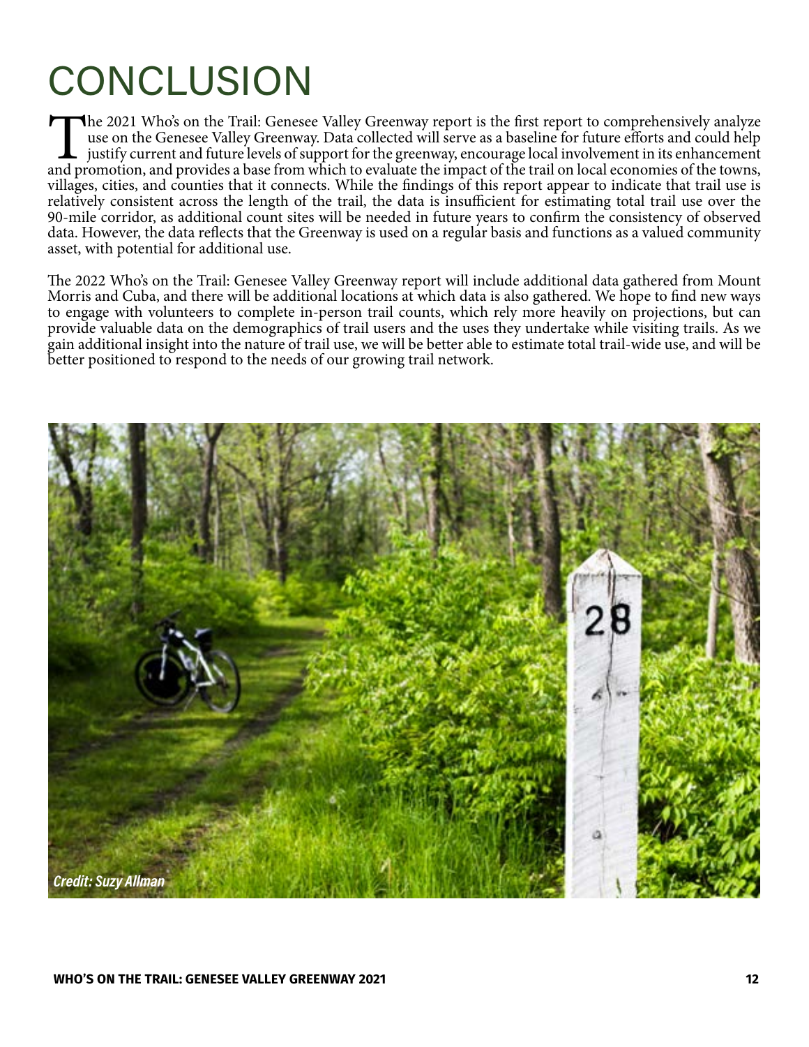# CONCLUSION

The 2021 Who's on the Trail: Genesee Valley Greenway report is the first report to comprehensively analyze use on the Genesee Valley Greenway. Data collected will serve as a baseline for future efforts and could help justify current and future levels of support for the greenway, encourage local involvement in its enhancement and promotion, and provides a base from which to evaluate the impact of the trail on local economies of the towns, villages, cities, and counties that it connects. While the findings of this report appear to indicate that trail use is relatively consistent across the length of the trail, the data is insufficient for estimating total trail use over the 90-mile corridor, as additional count sites will be needed in future years to confirm the consistency of observed data. However, the data reflects that the Greenway is used on a regular basis and functions as a valued community asset, with potential for additional use.

The 2022 Who's on the Trail: Genesee Valley Greenway report will include additional data gathered from Mount Morris and Cuba, and there will be additional locations at which data is also gathered. We hope to find new ways to engage with volunteers to complete in-person trail counts, which rely more heavily on projections, but can provide valuable data on the demographics of trail users and the uses they undertake while visiting trails. As we gain additional insight into the nature of trail use, we will be better able to estimate total trail-wide use, and will be better positioned to respond to the needs of our growing trail network.

*Credit: Suzy Allman*